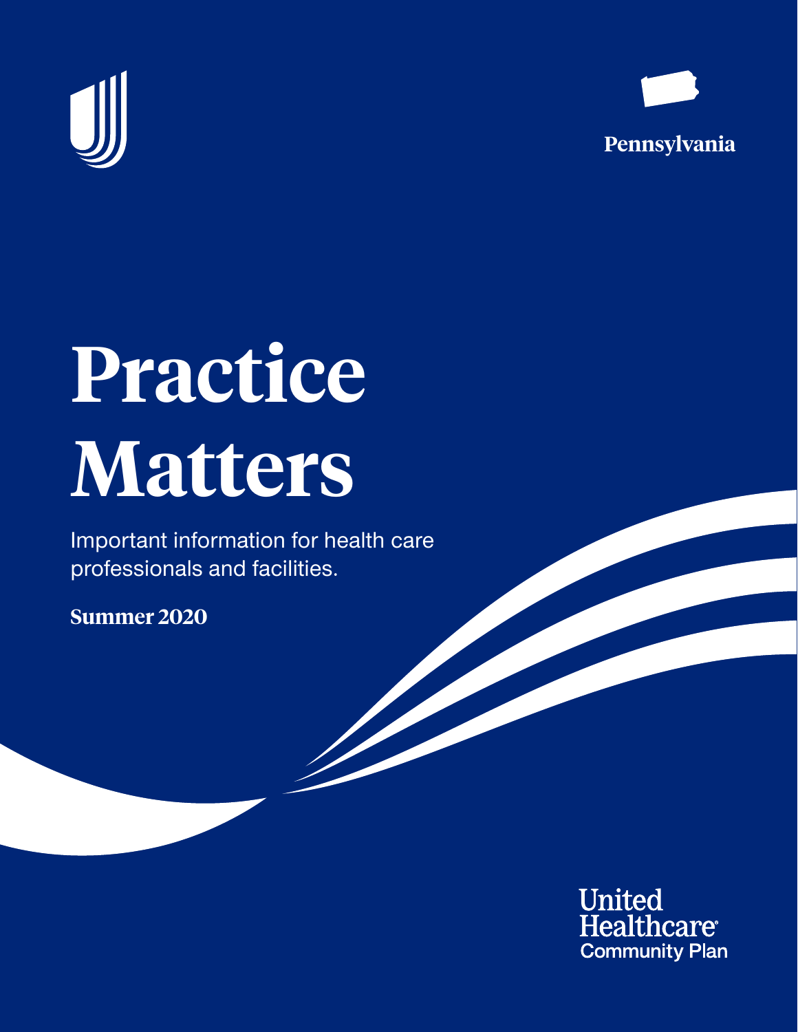Pennsylvania

# Practice Matters

Important information for health care professionals and facilities.

**Summer 2020**

United Healthcare® Community Plan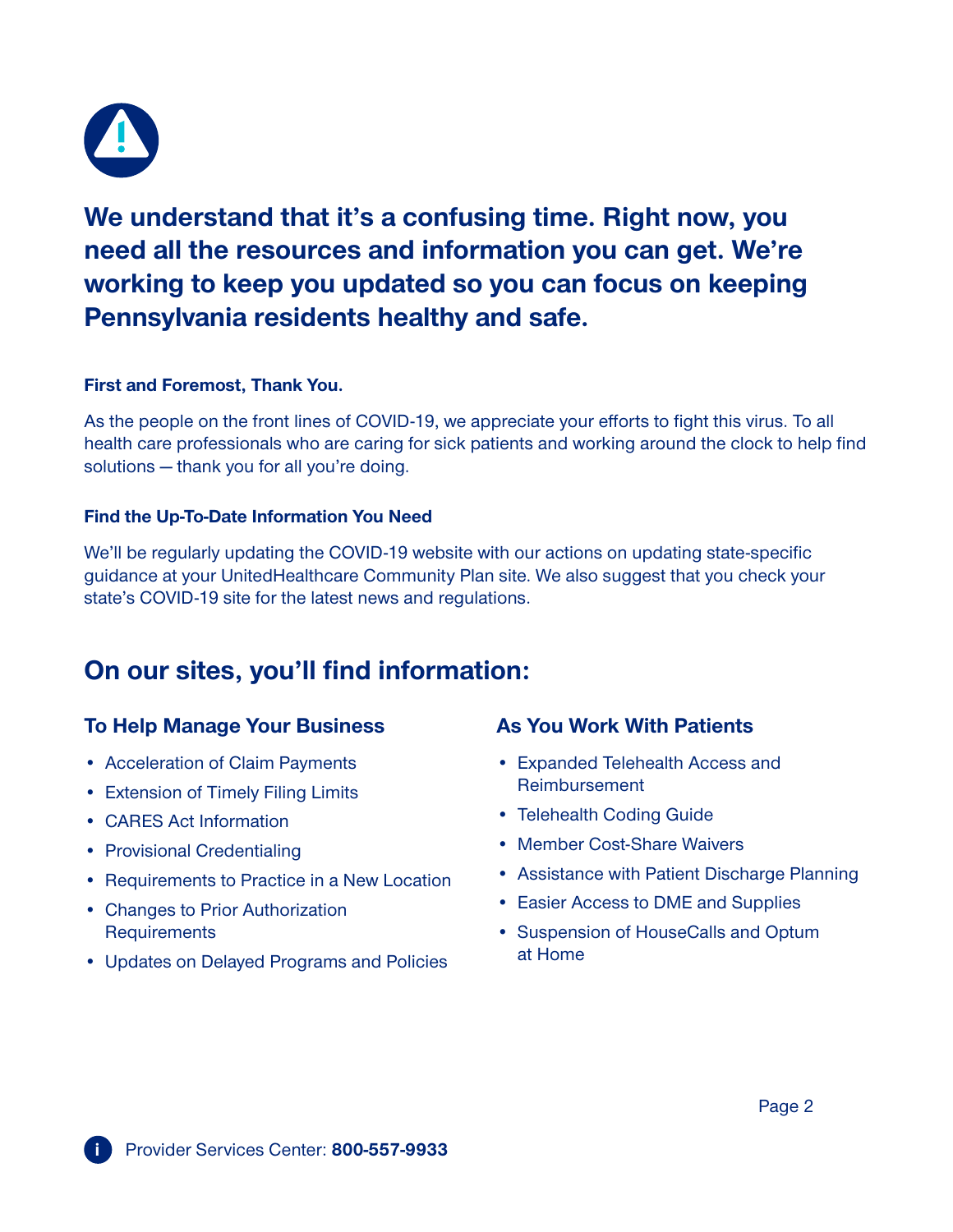## We understand that it's a confusing time. Right now, you need all the resources and information you can get. We're working to keep you updated so you can focus on keeping Pennsylvania residents healthy and safe.

**First and Foremost, Thank You.**

As the people on the front lines of COVID-19, we appreciate your efforts to fight this virus. To all health care professionals who are caring for sick patients and working around the clock to help find solutions — thank you for all you're doing.

**Find the Up-To-Date Information You Need**

We'll be regularly updating the COVID-19 website with our actions on updating state-specific guidance at your UnitedHealthcare Community Plan site. We also suggest that you check your state's COVID-19 site for the latest news and regulations.

## On our sites, you'll find information:

### To Help Manage Your Business

- Acceleration of Claim Payments
- Extension of Timely Filing Limits
- CARES Act Information
- Provisional Credentialing
- Requirements to Practice in a New Location
- Changes to Prior Authorization Requirements
- Updates on Delayed Programs and Policies

### As You Work With Patients

- Expanded Telehealth Access and Reimbursement
- Telehealth Coding Guide
- Member Cost-Share Waivers
- Assistance with Patient Discharge Planning
- Easier Access to DME and Supplies
- Suspension of HouseCalls and Optum at Home

Provider Services Center: **800-557-9933**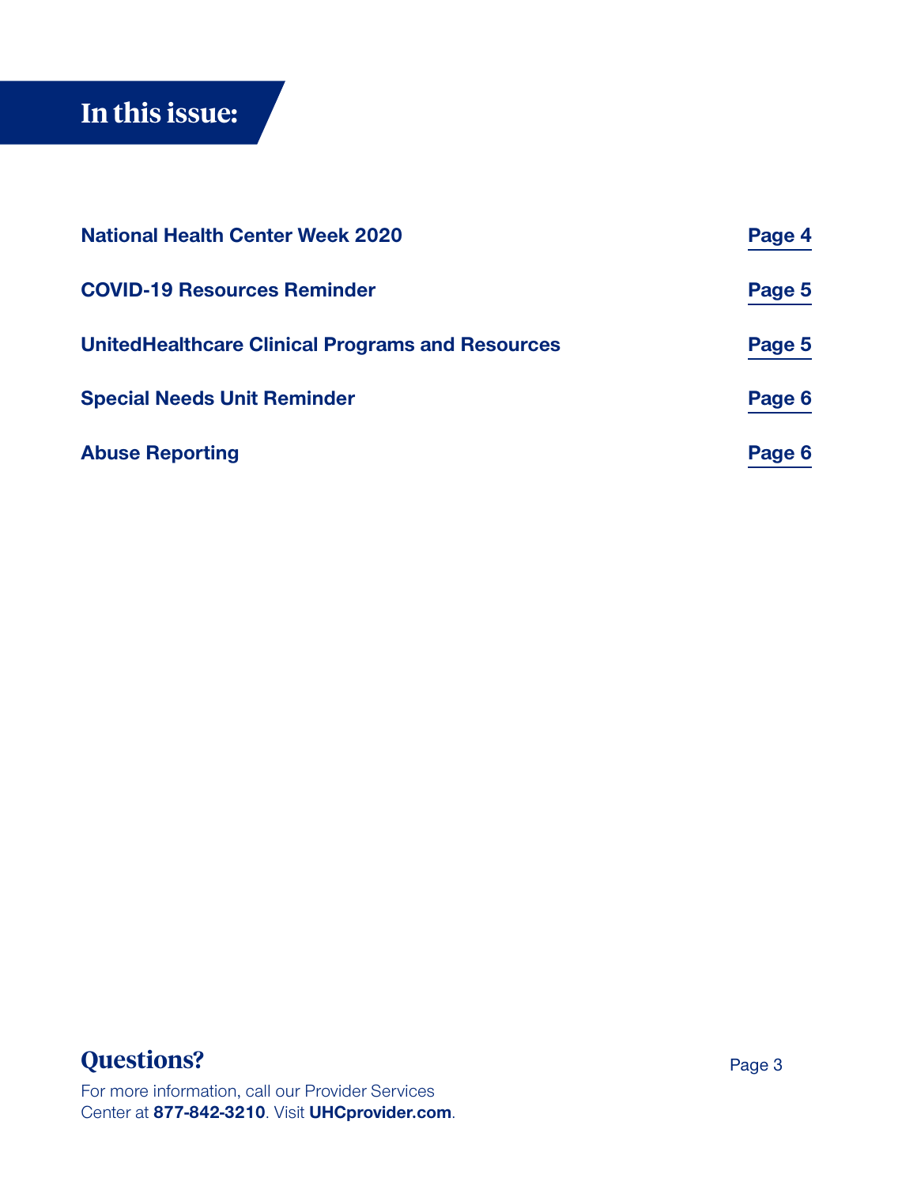# In this issue:

| | |
|---|---|
| **National Health Center Week 2020** | **Page 4** |
| **COVID-19 Resources Reminder** | **Page 5** |
| **UnitedHealthcare Clinical Programs and Resources** | **Page 5** |
| **Special Needs Unit Reminder** | **Page 6** |
| **Abuse Reporting** | **Page 6** |

## Questions?

For more information, call our Provider Services Center at **877-842-3210**. Visit **UHCprovider.com**.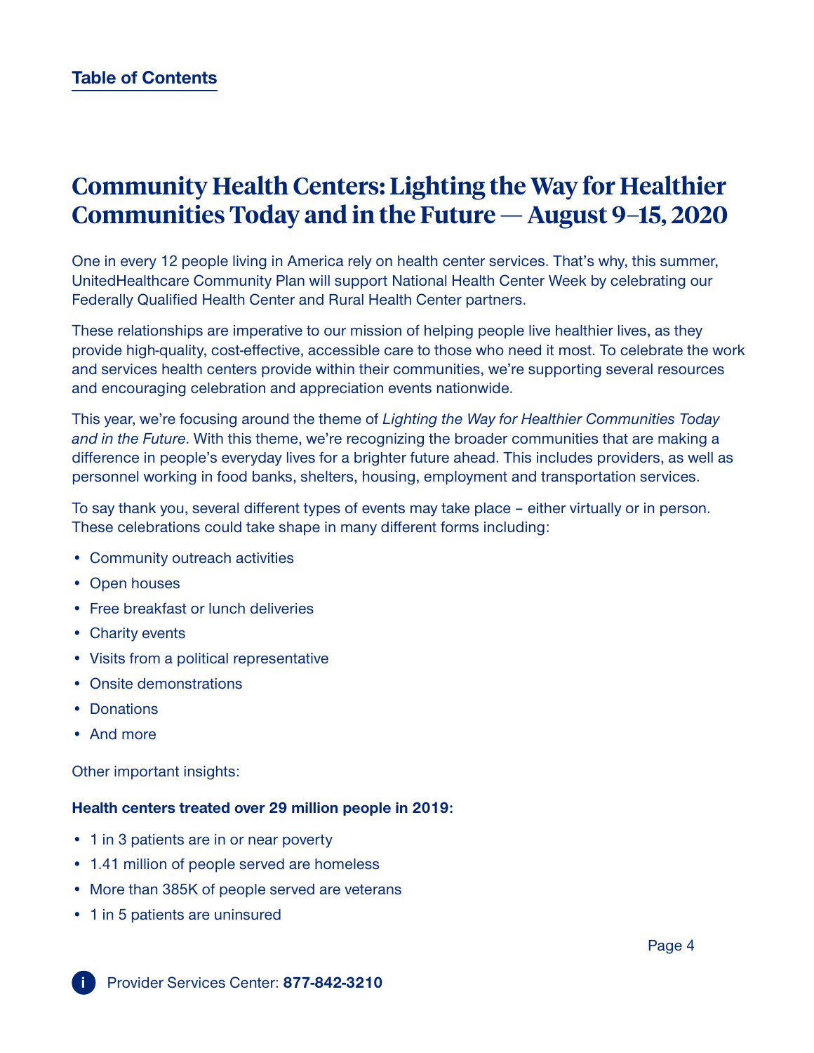Table of Contents

# Community Health Centers: Lighting the Way for Healthier Communities Today and in the Future — August 9–15, 2020

One in every 12 people living in America rely on health center services. That's why, this summer, UnitedHealthcare Community Plan will support National Health Center Week by celebrating our Federally Qualified Health Center and Rural Health Center partners.

These relationships are imperative to our mission of helping people live healthier lives, as they provide high-quality, cost-effective, accessible care to those who need it most. To celebrate the work and services health centers provide within their communities, we're supporting several resources and encouraging celebration and appreciation events nationwide.

This year, we're focusing around the theme of *Lighting the Way for Healthier Communities Today and in the Future*. With this theme, we're recognizing the broader communities that are making a difference in people's everyday lives for a brighter future ahead. This includes providers, as well as personnel working in food banks, shelters, housing, employment and transportation services.

To say thank you, several different types of events may take place – either virtually or in person. These celebrations could take shape in many different forms including:

- Community outreach activities
- Open houses
- Free breakfast or lunch deliveries
- Charity events
- Visits from a political representative
- Onsite demonstrations
- Donations
- And more

Other important insights:

**Health centers treated over 29 million people in 2019:**

- 1 in 3 patients are in or near poverty
- 1.41 million of people served are homeless
- More than 385K of people served are veterans
- 1 in 5 patients are uninsured

Provider Services Center: **877-842-3210**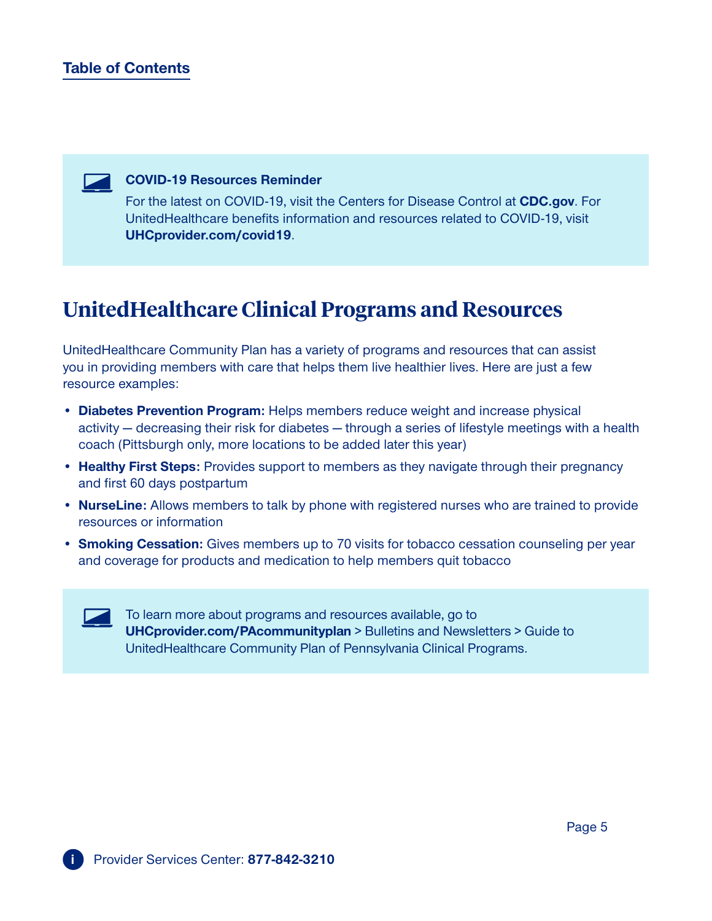Table of Contents

**COVID-19 Resources Reminder**

For the latest on COVID-19, visit the Centers for Disease Control at **CDC.gov**. For UnitedHealthcare benefits information and resources related to COVID-19, visit **UHCprovider.com/covid19**.

# UnitedHealthcare Clinical Programs and Resources

UnitedHealthcare Community Plan has a variety of programs and resources that can assist you in providing members with care that helps them live healthier lives. Here are just a few resource examples:

- **Diabetes Prevention Program:** Helps members reduce weight and increase physical activity — decreasing their risk for diabetes — through a series of lifestyle meetings with a health coach (Pittsburgh only, more locations to be added later this year)
- **Healthy First Steps:** Provides support to members as they navigate through their pregnancy and first 60 days postpartum
- **NurseLine:** Allows members to talk by phone with registered nurses who are trained to provide resources or information
- **Smoking Cessation:** Gives members up to 70 visits for tobacco cessation counseling per year and coverage for products and medication to help members quit tobacco

To learn more about programs and resources available, go to **UHCprovider.com/PAcommunityplan** > Bulletins and Newsletters > Guide to UnitedHealthcare Community Plan of Pennsylvania Clinical Programs.

Provider Services Center: **877-842-3210**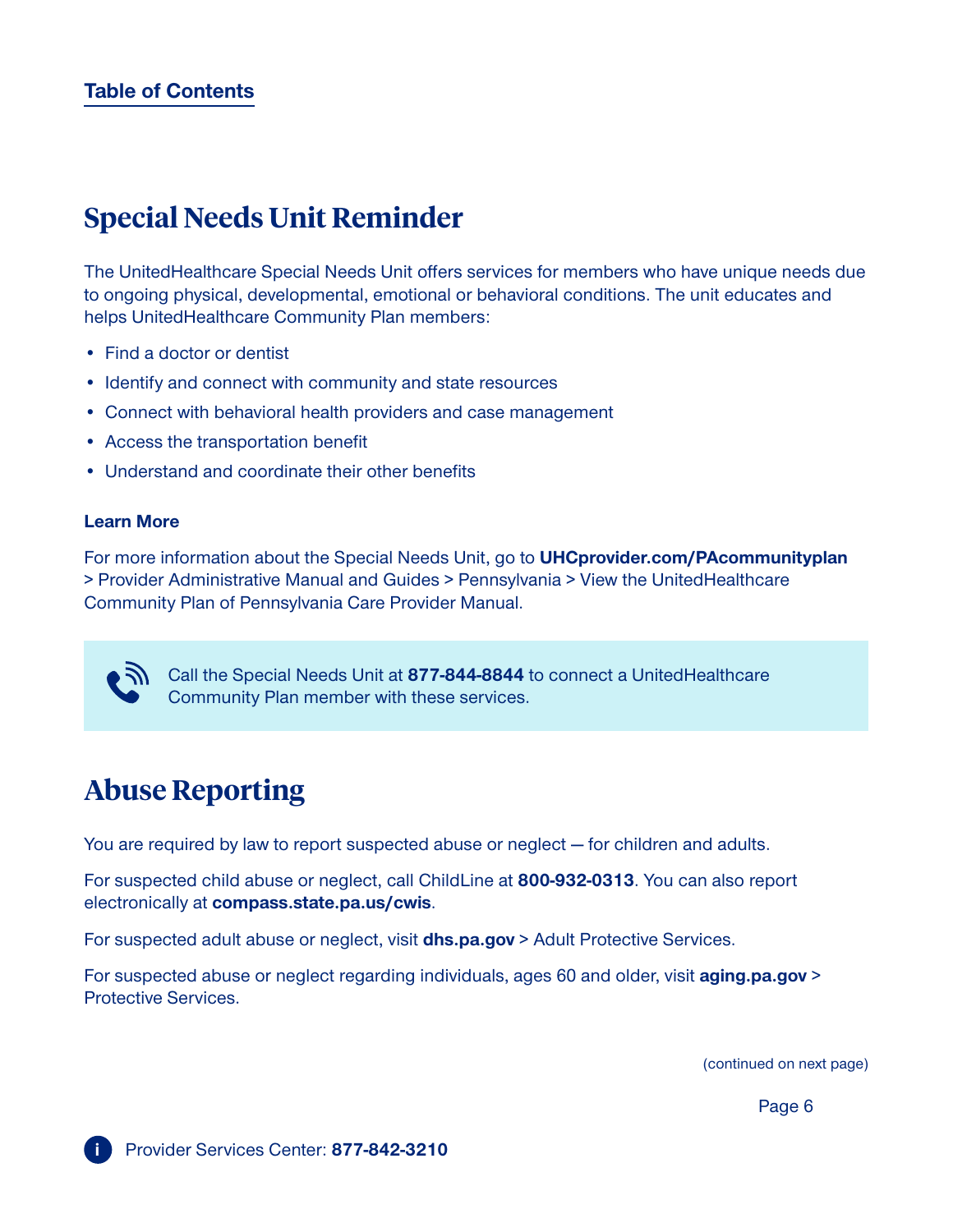[Table of Contents](#)

## Special Needs Unit Reminder

The UnitedHealthcare Special Needs Unit offers services for members who have unique needs due to ongoing physical, developmental, emotional or behavioral conditions. The unit educates and helps UnitedHealthcare Community Plan members:

- Find a doctor or dentist
- Identify and connect with community and state resources
- Connect with behavioral health providers and case management
- Access the transportation benefit
- Understand and coordinate their other benefits

**Learn More**

For more information about the Special Needs Unit, go to **UHCprovider.com/PAcommunityplan** > Provider Administrative Manual and Guides > Pennsylvania > View the UnitedHealthcare Community Plan of Pennsylvania Care Provider Manual.

Call the Special Needs Unit at **877-844-8844** to connect a UnitedHealthcare Community Plan member with these services.

## Abuse Reporting

You are required by law to report suspected abuse or neglect — for children and adults.

For suspected child abuse or neglect, call ChildLine at **800-932-0313**. You can also report electronically at **compass.state.pa.us/cwis**.

For suspected adult abuse or neglect, visit **dhs.pa.gov** > Adult Protective Services.

For suspected abuse or neglect regarding individuals, ages 60 and older, visit **aging.pa.gov** > Protective Services.

(continued on next page)

Provider Services Center: **877-842-3210**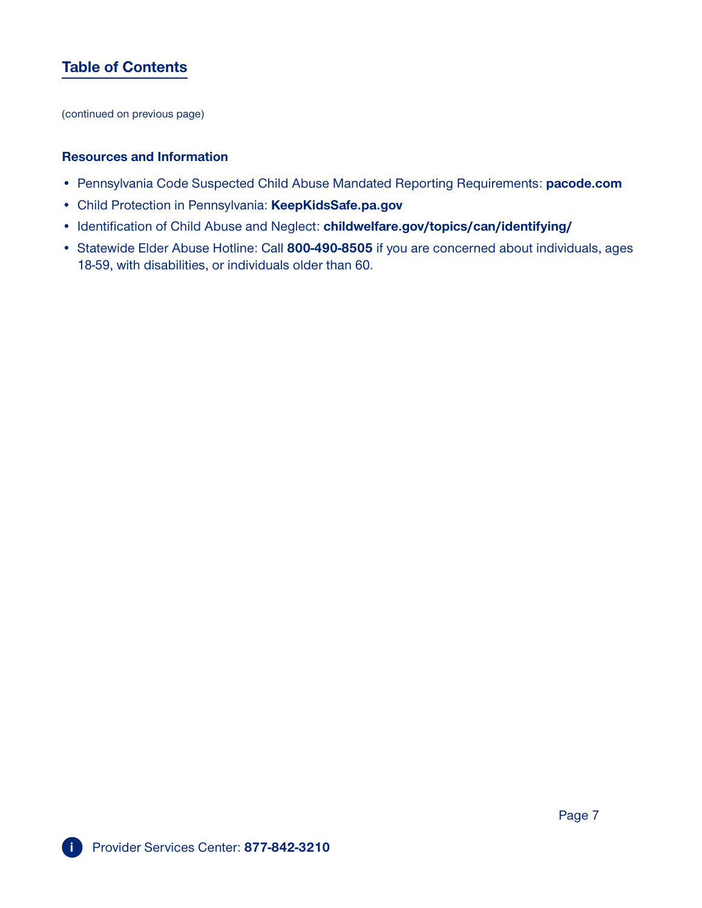## Table of Contents

(continued on previous page)

### Resources and Information

- Pennsylvania Code Suspected Child Abuse Mandated Reporting Requirements: **pacode.com**
- Child Protection in Pennsylvania: **KeepKidsSafe.pa.gov**
- Identification of Child Abuse and Neglect: **childwelfare.gov/topics/can/identifying/**
- Statewide Elder Abuse Hotline: Call **800-490-8505** if you are concerned about individuals, ages 18-59, with disabilities, or individuals older than 60.

Provider Services Center: **877-842-3210**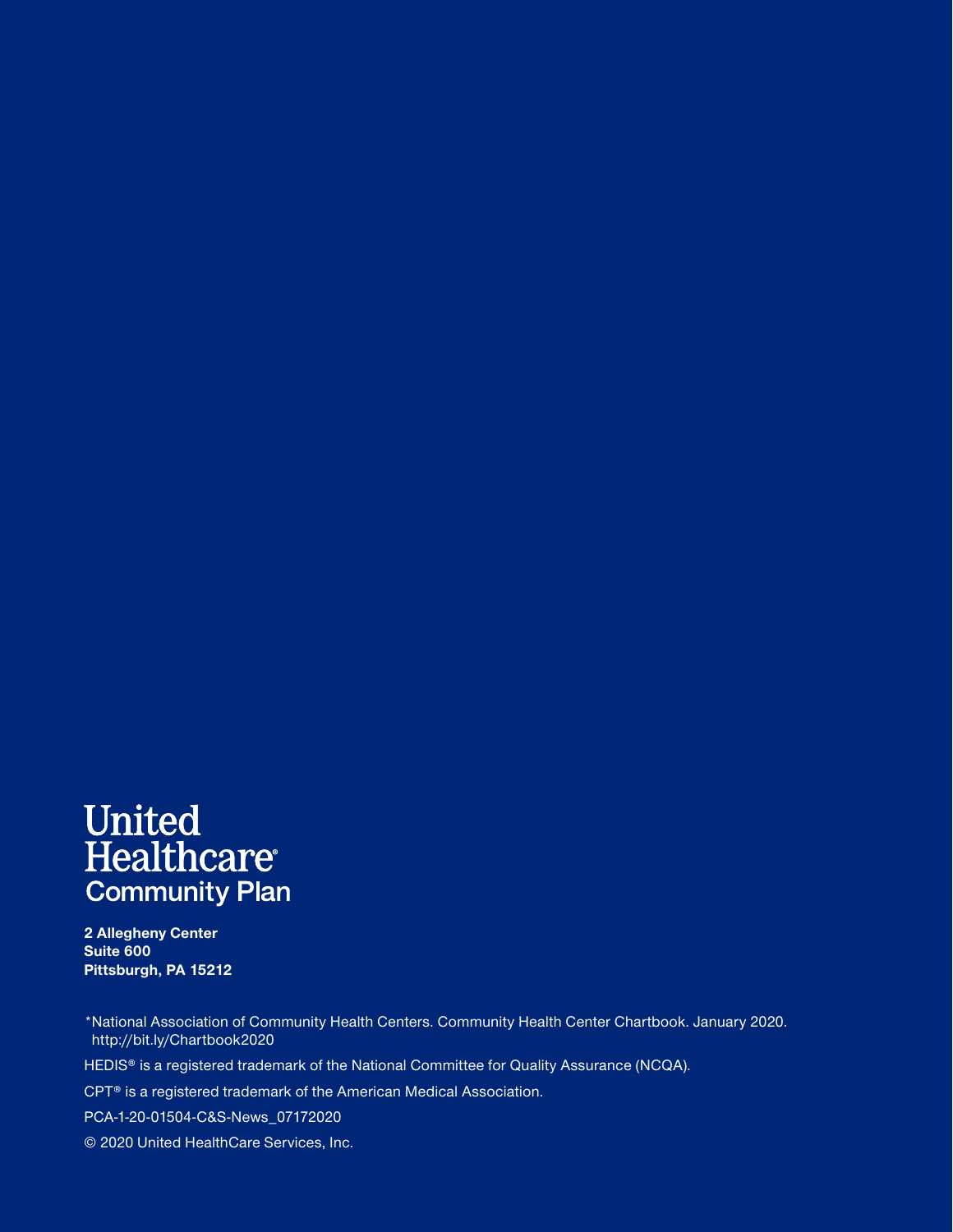United Healthcare®
Community Plan

**2 Allegheny Center**
**Suite 600**
**Pittsburgh, PA 15212**

*National Association of Community Health Centers. Community Health Center Chartbook. January 2020. http://bit.ly/Chartbook2020

HEDIS® is a registered trademark of the National Committee for Quality Assurance (NCQA).

CPT® is a registered trademark of the American Medical Association.

PCA-1-20-01504-C&S-News_07172020

© 2020 United HealthCare Services, Inc.